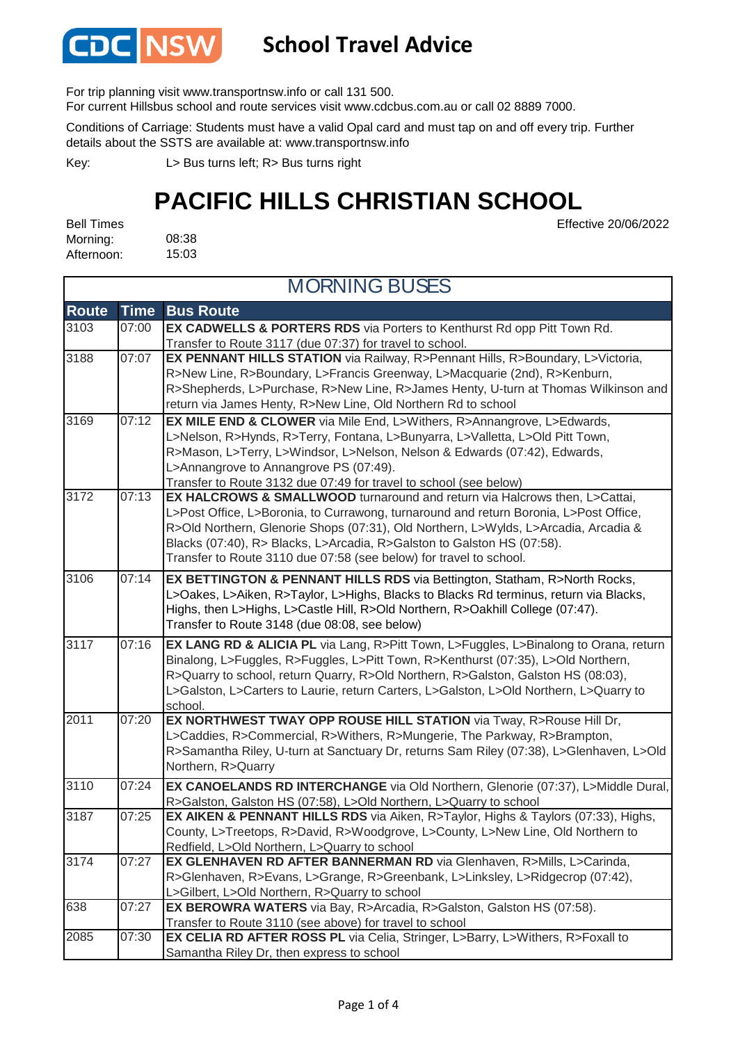# School Travel Advice

For trip planning visit www.transportnsw.info or call 131 500.
For current Hillsbus school and route services visit www.cdcbus.com.au or call 02 8889 7000.

Conditions of Carriage: Students must have a valid Opal card and must tap on and off every trip. Further details about the SSTS are available at: www.transportnsw.info

Key: L> Bus turns left; R> Bus turns right

# PACIFIC HILLS CHRISTIAN SCHOOL

Effective 20/06/2022

Bell Times
Morning: 08:38
Afternoon: 15:03

## MORNING BUSES

| Route | Time | Bus Route |
|---|---|---|
| 3103 | 07:00 | **EX CADWELLS & PORTERS RDS** via Porters to Kenthurst Rd opp Pitt Town Rd. Transfer to Route 3117 (due 07:37) for travel to school. |
| 3188 | 07:07 | **EX PENNANT HILLS STATION** via Railway, R>Pennant Hills, R>Boundary, L>Victoria, R>New Line, R>Boundary, L>Francis Greenway, L>Macquarie (2nd), R>Kenburn, R>Shepherds, L>Purchase, R>New Line, R>James Henty, U-turn at Thomas Wilkinson and return via James Henty, R>New Line, Old Northern Rd to school |
| 3169 | 07:12 | **EX MILE END & CLOWER** via Mile End, L>Withers, R>Annangrove, L>Edwards, L>Nelson, R>Hynds, R>Terry, Fontana, L>Bunyarra, L>Valletta, L>Old Pitt Town, R>Mason, L>Terry, L>Windsor, L>Nelson, Nelson & Edwards (07:42), Edwards, L>Annangrove to Annangrove PS (07:49). Transfer to Route 3132 due 07:49 for travel to school (see below) |
| 3172 | 07:13 | **EX HALCROWS & SMALLWOOD** turnaround and return via Halcrows then, L>Cattai, L>Post Office, L>Boronia, to Currawong, turnaround and return Boronia, L>Post Office, R>Old Northern, Glenorie Shops (07:31), Old Northern, L>Wylds, L>Arcadia, Arcadia & Blacks (07:40), R> Blacks, L>Arcadia, R>Galston to Galston HS (07:58). Transfer to Route 3110 due 07:58 (see below) for travel to school. |
| 3106 | 07:14 | **EX BETTINGTON & PENNANT HILLS RDS** via Bettington, Statham, R>North Rocks, L>Oakes, L>Aiken, R>Taylor, L>Highs, Blacks to Blacks Rd terminus, return via Blacks, Highs, then L>Highs, L>Castle Hill, R>Old Northern, R>Oakhill College (07:47). Transfer to Route 3148 (due 08:08, see below) |
| 3117 | 07:16 | **EX LANG RD & ALICIA PL** via Lang, R>Pitt Town, L>Fuggles, L>Binalong to Orana, return Binalong, L>Fuggles, R>Fuggles, L>Pitt Town, R>Kenthurst (07:35), L>Old Northern, R>Quarry to school, return Quarry, R>Old Northern, R>Galston, Galston HS (08:03), L>Galston, L>Carters to Laurie, return Carters, L>Galston, L>Old Northern, L>Quarry to school. |
| 2011 | 07:20 | **EX NORTHWEST TWAY OPP ROUSE HILL STATION** via Tway, R>Rouse Hill Dr, L>Caddies, R>Commercial, R>Withers, R>Mungerie, The Parkway, R>Brampton, R>Samantha Riley, U-turn at Sanctuary Dr, returns Sam Riley (07:38), L>Glenhaven, L>Old Northern, R>Quarry |
| 3110 | 07:24 | **EX CANOELANDS RD INTERCHANGE** via Old Northern, Glenorie (07:37), L>Middle Dural, R>Galston, Galston HS (07:58), L>Old Northern, L>Quarry to school |
| 3187 | 07:25 | **EX AIKEN & PENNANT HILLS RDS** via Aiken, R>Taylor, Highs & Taylors (07:33), Highs, County, L>Treetops, R>David, R>Woodgrove, L>County, L>New Line, Old Northern to Redfield, L>Old Northern, L>Quarry to school |
| 3174 | 07:27 | **EX GLENHAVEN RD AFTER BANNERMAN RD** via Glenhaven, R>Mills, L>Carinda, R>Glenhaven, R>Evans, L>Grange, R>Greenbank, L>Linksley, L>Ridgecrop (07:42), L>Gilbert, L>Old Northern, R>Quarry to school |
| 638 | 07:27 | **EX BEROWRA WATERS** via Bay, R>Arcadia, R>Galston, Galston HS (07:58). Transfer to Route 3110 (see above) for travel to school |
| 2085 | 07:30 | **EX CELIA RD AFTER ROSS PL** via Celia, Stringer, L>Barry, L>Withers, R>Foxall to Samantha Riley Dr, then express to school |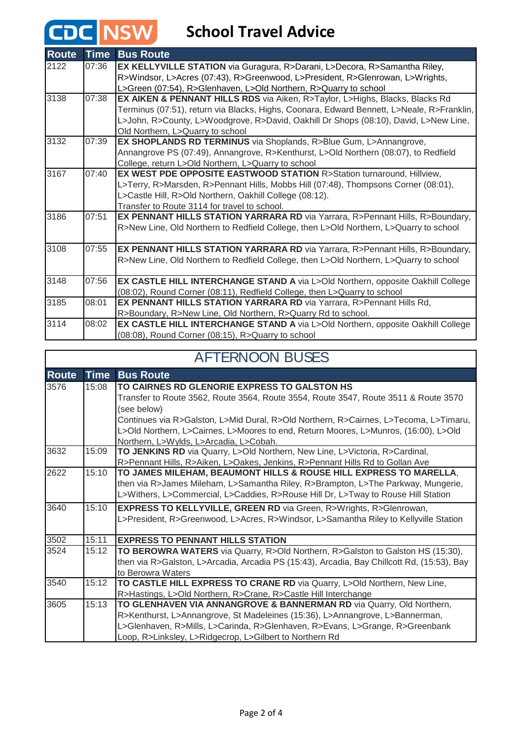# CDC NSW School Travel Advice

| Route | Time | Bus Route |
|---|---|---|
| 2122 | 07:36 | **EX KELLYVILLE STATION** via Guragura, R>Darani, L>Decora, R>Samantha Riley, R>Windsor, L>Acres (07:43), R>Greenwood, L>President, R>Glenrowan, L>Wrights, L>Green (07:54), R>Glenhaven, L>Old Northern, R>Quarry to school |
| 3138 | 07:38 | **EX AIKEN & PENNANT HILLS RDS** via Aiken, R>Taylor, L>Highs, Blacks, Blacks Rd Terminus (07:51), return via Blacks, Highs, Coonara, Edward Bennett, L>Neale, R>Franklin, L>John, R>County, L>Woodgrove, R>David, Oakhill Dr Shops (08:10), David, L>New Line, Old Northern, L>Quarry to school |
| 3132 | 07:39 | **EX SHOPLANDS RD TERMINUS** via Shoplands, R>Blue Gum, L>Annangrove, Annangrove PS (07:49), Annangrove, R>Kenthurst, L>Old Northern (08:07), to Redfield College, return L>Old Northern, L>Quarry to school |
| 3167 | 07:40 | **EX WEST PDE OPPOSITE EASTWOOD STATION** R>Station turnaround, Hillview, L>Terry, R>Marsden, R>Pennant Hills, Mobbs Hill (07:48), Thompsons Corner (08:01), L>Castle Hill, R>Old Northern, Oakhill College (08:12). Transfer to Route 3114 for travel to school. |
| 3186 | 07:51 | **EX PENNANT HILLS STATION YARRARA RD** via Yarrara, R>Pennant Hills, R>Boundary, R>New Line, Old Northern to Redfield College, then L>Old Northern, L>Quarry to school |
| 3108 | 07:55 | **EX PENNANT HILLS STATION YARRARA RD** via Yarrara, R>Pennant Hills, R>Boundary, R>New Line, Old Northern to Redfield College, then L>Old Northern, L>Quarry to school |
| 3148 | 07:56 | **EX CASTLE HILL INTERCHANGE STAND A** via L>Old Northern, opposite Oakhill College (08:02), Round Corner (08:11), Redfield College, then L>Quarry to school |
| 3185 | 08:01 | **EX PENNANT HILLS STATION YARRARA RD** via Yarrara, R>Pennant Hills Rd, R>Boundary, R>New Line, Old Northern, R>Quarry Rd to school. |
| 3114 | 08:02 | **EX CASTLE HILL INTERCHANGE STAND A** via L>Old Northern, opposite Oakhill College (08:08), Round Corner (08:15), R>Quarry to school |

## AFTERNOON BUSES

| Route | Time | Bus Route |
|---|---|---|
| 3576 | 15:08 | **TO CAIRNES RD GLENORIE EXPRESS TO GALSTON HS** Transfer to Route 3562, Route 3564, Route 3554, Route 3547, Route 3511 & Route 3570 (see below) Continues via R>Galston, L>Mid Dural, R>Old Northern, R>Cairnes, L>Tecoma, L>Timaru, L>Old Northern, L>Cairnes, L>Moores to end, Return Moores, L>Munros, (16:00), L>Old Northern, L>Wylds, L>Arcadia, L>Cobah. |
| 3632 | 15:09 | **TO JENKINS RD** via Quarry, L>Old Northern, New Line, L>Victoria, R>Cardinal, R>Pennant Hills, R>Aiken, L>Oakes, Jenkins, R>Pennant Hills Rd to Gollan Ave |
| 2622 | 15:10 | **TO JAMES MILEHAM, BEAUMONT HILLS & ROUSE HILL EXPRESS TO MARELLA**, then via R>James Mileham, L>Samantha Riley, R>Brampton, L>The Parkway, Mungerie, L>Withers, L>Commercial, L>Caddies, R>Rouse Hill Dr, L>Tway to Rouse Hill Station |
| 3640 | 15:10 | **EXPRESS TO KELLYVILLE, GREEN RD** via Green, R>Wrights, R>Glenrowan, L>President, R>Greenwood, L>Acres, R>Windsor, L>Samantha Riley to Kellyville Station |
| 3502 | 15:11 | **EXPRESS TO PENNANT HILLS STATION** |
| 3524 | 15:12 | **TO BEROWRA WATERS** via Quarry, R>Old Northern, R>Galston to Galston HS (15:30), then via R>Galston, L>Arcadia, Arcadia PS (15:43), Arcadia, Bay Chillcott Rd, (15:53), Bay to Berowra Waters |
| 3540 | 15:12 | **TO CASTLE HILL EXPRESS TO CRANE RD** via Quarry, L>Old Northern, New Line, R>Hastings, L>Old Northern, R>Crane, R>Castle Hill Interchange |
| 3605 | 15:13 | **TO GLENHAVEN VIA ANNANGROVE & BANNERMAN RD** via Quarry, Old Northern, R>Kenthurst, L>Annangrove, St Madeleines (15:36), L>Annangrove, L>Bannerman, L>Glenhaven, R>Mills, L>Carinda, R>Glenhaven, R>Evans, L>Grange, R>Greenbank Loop, R>Linksley, L>Ridgecrop, L>Gilbert to Northern Rd |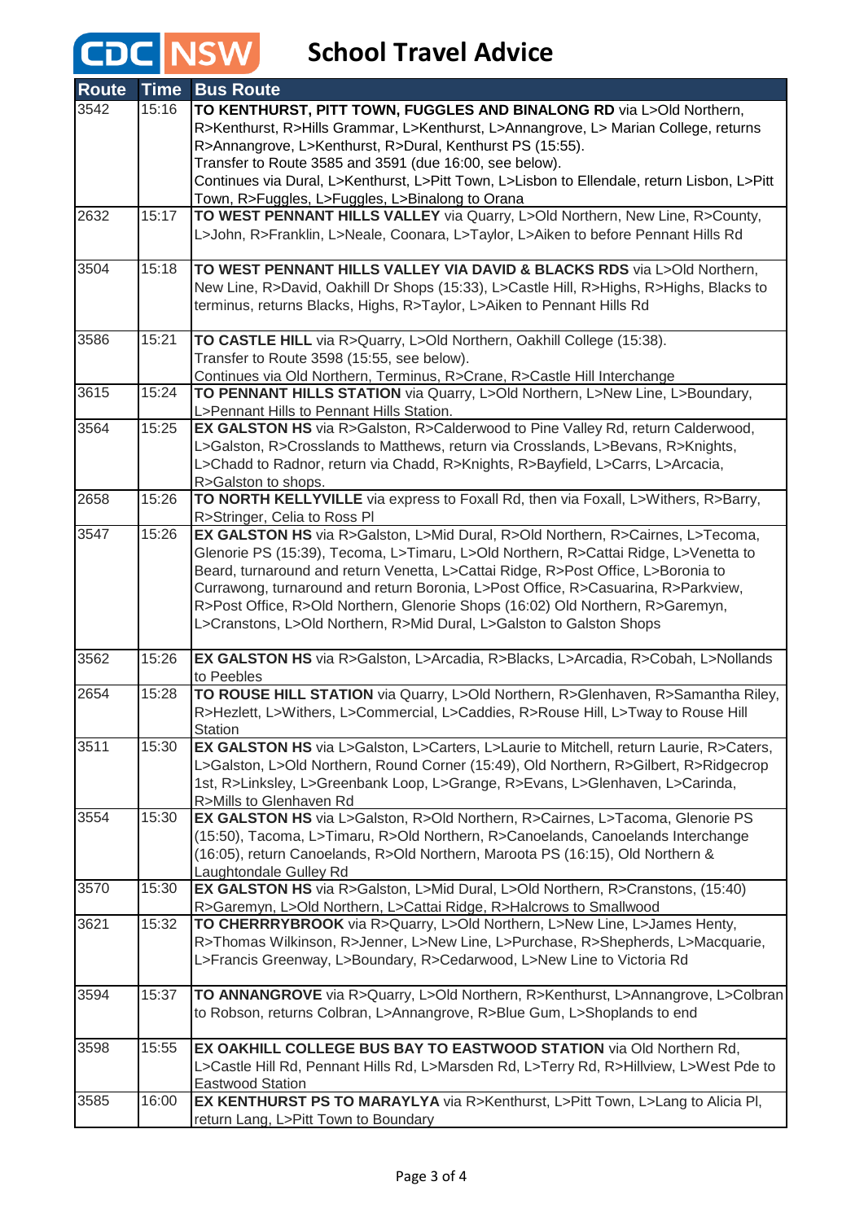# CDC NSW School Travel Advice

| Route | Time | Bus Route |
|---|---|---|
| 3542 | 15:16 | **TO KENTHURST, PITT TOWN, FUGGLES AND BINALONG RD** via L>Old Northern, R>Kenthurst, R>Hills Grammar, L>Kenthurst, L>Annangrove, L> Marian College, returns R>Annangrove, L>Kenthurst, R>Dural, Kenthurst PS (15:55). Transfer to Route 3585 and 3591 (due 16:00, see below). Continues via Dural, L>Kenthurst, L>Pitt Town, L>Lisbon to Ellendale, return Lisbon, L>Pitt Town, R>Fuggles, L>Fuggles, L>Binalong to Orana |
| 2632 | 15:17 | **TO WEST PENNANT HILLS VALLEY** via Quarry, L>Old Northern, New Line, R>County, L>John, R>Franklin, L>Neale, Coonara, L>Taylor, L>Aiken to before Pennant Hills Rd |
| 3504 | 15:18 | **TO WEST PENNANT HILLS VALLEY VIA DAVID & BLACKS RDS** via L>Old Northern, New Line, R>David, Oakhill Dr Shops (15:33), L>Castle Hill, R>Highs, R>Highs, Blacks to terminus, returns Blacks, Highs, R>Taylor, L>Aiken to Pennant Hills Rd |
| 3586 | 15:21 | **TO CASTLE HILL** via R>Quarry, L>Old Northern, Oakhill College (15:38). Transfer to Route 3598 (15:55, see below). Continues via Old Northern, Terminus, R>Crane, R>Castle Hill Interchange |
| 3615 | 15:24 | **TO PENNANT HILLS STATION** via Quarry, L>Old Northern, L>New Line, L>Boundary, L>Pennant Hills to Pennant Hills Station. |
| 3564 | 15:25 | **EX GALSTON HS** via R>Galston, R>Calderwood to Pine Valley Rd, return Calderwood, L>Galston, R>Crosslands to Matthews, return via Crosslands, L>Bevans, R>Knights, L>Chadd to Radnor, return via Chadd, R>Knights, R>Bayfield, L>Carrs, L>Arcacia, R>Galston to shops. |
| 2658 | 15:26 | **TO NORTH KELLYVILLE** via express to Foxall Rd, then via Foxall, L>Withers, R>Barry, R>Stringer, Celia to Ross Pl |
| 3547 | 15:26 | **EX GALSTON HS** via R>Galston, L>Mid Dural, R>Old Northern, R>Cairnes, L>Tecoma, Glenorie PS (15:39), Tecoma, L>Timaru, L>Old Northern, R>Cattai Ridge, L>Venetta to Beard, turnaround and return Venetta, L>Cattai Ridge, R>Post Office, L>Boronia to Currawong, turnaround and return Boronia, L>Post Office, R>Casuarina, R>Parkview, R>Post Office, R>Old Northern, Glenorie Shops (16:02) Old Northern, R>Garemyn, L>Cranstons, L>Old Northern, R>Mid Dural, L>Galston to Galston Shops |
| 3562 | 15:26 | **EX GALSTON HS** via R>Galston, L>Arcadia, R>Blacks, L>Arcadia, R>Cobah, L>Nollands to Peebles |
| 2654 | 15:28 | **TO ROUSE HILL STATION** via Quarry, L>Old Northern, R>Glenhaven, R>Samantha Riley, R>Hezlett, L>Withers, L>Commercial, L>Caddies, R>Rouse Hill, L>Tway to Rouse Hill Station |
| 3511 | 15:30 | **EX GALSTON HS** via L>Galston, L>Carters, L>Laurie to Mitchell, return Laurie, R>Caters, L>Galston, L>Old Northern, Round Corner (15:49), Old Northern, R>Gilbert, R>Ridgecrop 1st, R>Linksley, L>Greenbank Loop, L>Grange, R>Evans, L>Glenhaven, L>Carinda, R>Mills to Glenhaven Rd |
| 3554 | 15:30 | **EX GALSTON HS** via L>Galston, R>Old Northern, R>Cairnes, L>Tacoma, Glenorie PS (15:50), Tacoma, L>Timaru, R>Old Northern, R>Canoelands, Canoelands Interchange (16:05), return Canoelands, R>Old Northern, Maroota PS (16:15), Old Northern & Laughtondale Gulley Rd |
| 3570 | 15:30 | **EX GALSTON HS** via R>Galston, L>Mid Dural, L>Old Northern, R>Cranstons, (15:40) R>Garemyn, L>Old Northern, L>Cattai Ridge, R>Halcrows to Smallwood |
| 3621 | 15:32 | **TO CHERRRYBROOK** via R>Quarry, L>Old Northern, L>New Line, L>James Henty, R>Thomas Wilkinson, R>Jenner, L>New Line, L>Purchase, R>Shepherds, L>Macquarie, L>Francis Greenway, L>Boundary, R>Cedarwood, L>New Line to Victoria Rd |
| 3594 | 15:37 | **TO ANNANGROVE** via R>Quarry, L>Old Northern, R>Kenthurst, L>Annangrove, L>Colbran to Robson, returns Colbran, L>Annangrove, R>Blue Gum, L>Shoplands to end |
| 3598 | 15:55 | **EX OAKHILL COLLEGE BUS BAY TO EASTWOOD STATION** via Old Northern Rd, L>Castle Hill Rd, Pennant Hills Rd, L>Marsden Rd, L>Terry Rd, R>Hillview, L>West Pde to Eastwood Station |
| 3585 | 16:00 | **EX KENTHURST PS TO MARAYLYA** via R>Kenthurst, L>Pitt Town, L>Lang to Alicia Pl, return Lang, L>Pitt Town to Boundary |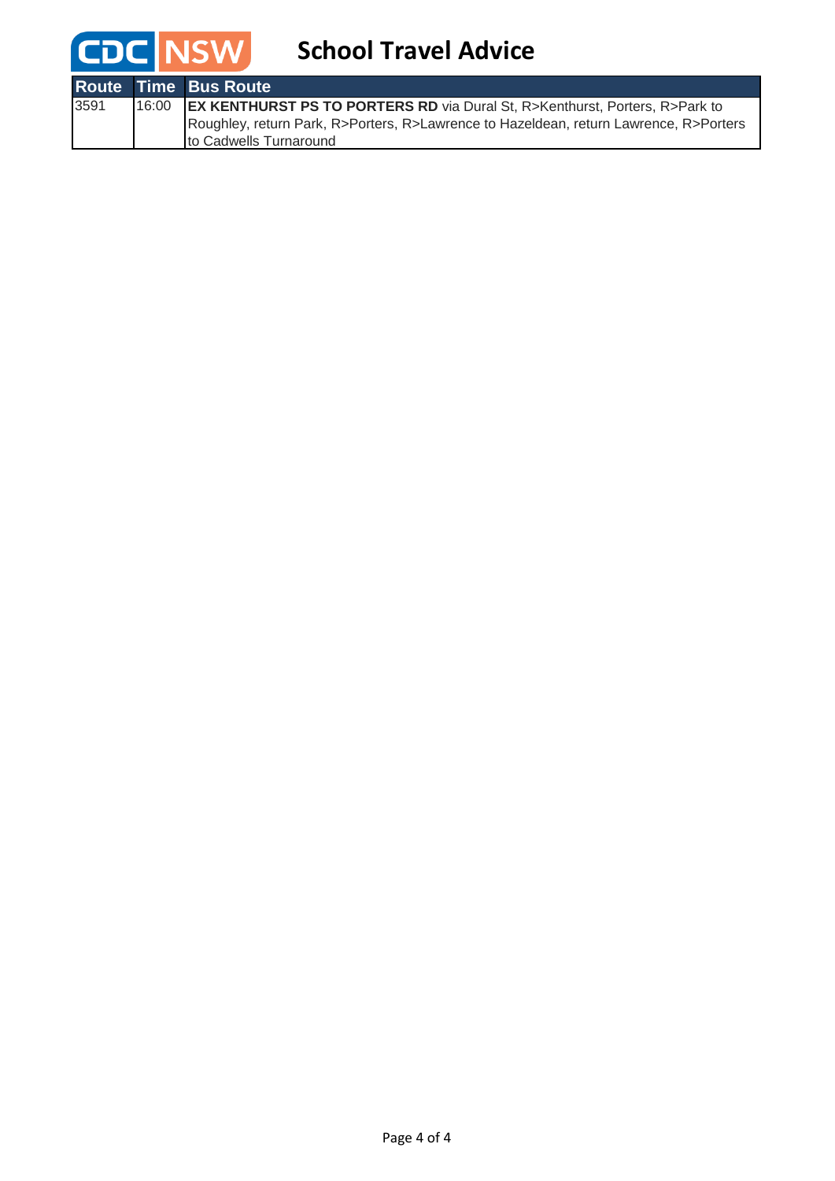# School Travel Advice

| Route | Time | Bus Route |
|---|---|---|
| 3591 | 16:00 | **EX KENTHURST PS TO PORTERS RD** via Dural St, R>Kenthurst, Porters, R>Park to Roughley, return Park, R>Porters, R>Lawrence to Hazeldean, return Lawrence, R>Porters to Cadwells Turnaround |